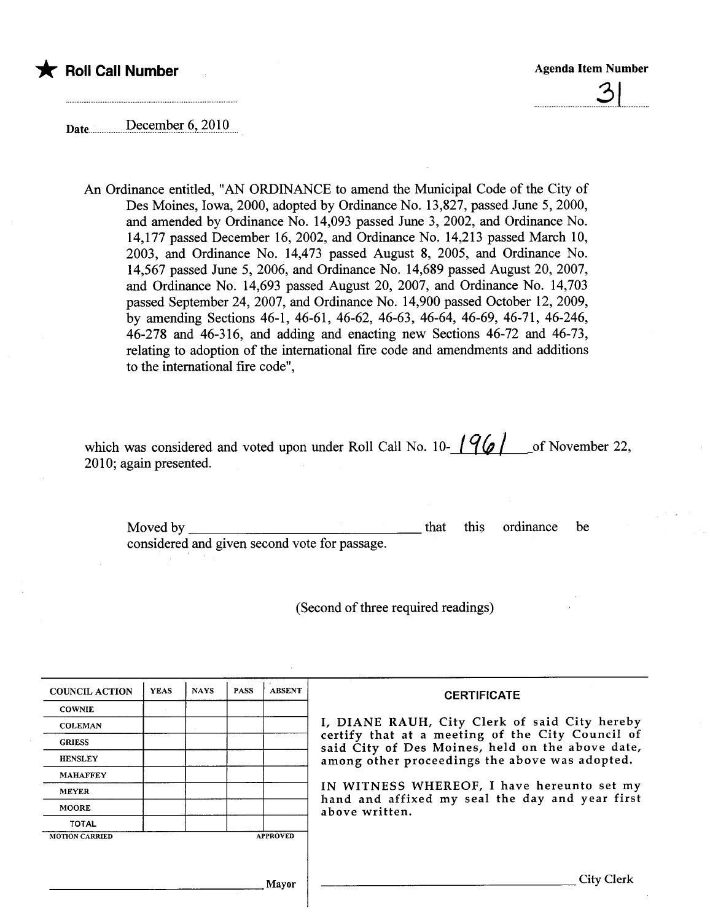★ **Roll Call Number**

**Agenda Item Number**

31

Date December 6, 2010

An Ordinance entitled, "AN ORDINANCE to amend the Municipal Code of the City of Des Moines, Iowa, 2000, adopted by Ordinance No. 13,827, passed June 5, 2000, and amended by Ordinance No. 14,093 passed June 3, 2002, and Ordinance No. 14,177 passed December 16, 2002, and Ordinance No. 14,213 passed March 10, 2003, and Ordinance No. 14,473 passed August 8, 2005, and Ordinance No. 14,567 passed June 5, 2006, and Ordinance No. 14,689 passed August 20, 2007, and Ordinance No. 14,693 passed August 20, 2007, and Ordinance No. 14,703 passed September 24, 2007, and Ordinance No. 14,900 passed October 12, 2009, by amending Sections 46-1, 46-61, 46-62, 46-63, 46-64, 46-69, 46-71, 46-246, 46-278 and 46-316, and adding and enacting new Sections 46-72 and 46-73, relating to adoption of the international fire code and amendments and additions to the international fire code",

which was considered and voted upon under Roll Call No. 10-1961 of November 22, 2010; again presented.

Moved by ______________________________ that this ordinance be considered and given second vote for passage.

(Second of three required readings)

| COUNCIL ACTION | YEAS | NAYS | PASS | ABSENT |
|---|---|---|---|---|
| COWNIE | | | | |
| COLEMAN | | | | |
| GRIESS | | | | |
| HENSLEY | | | | |
| MAHAFFEY | | | | |
| MEYER | | | | |
| MOORE | | | | |
| TOTAL | | | | |

MOTION CARRIED APPROVED

______________________________ Mayor

**CERTIFICATE**

I, DIANE RAUH, City Clerk of said City hereby certify that at a meeting of the City Council of said City of Des Moines, held on the above date, among other proceedings the above was adopted.

IN WITNESS WHEREOF, I have hereunto set my hand and affixed my seal the day and year first above written.

______________________________ City Clerk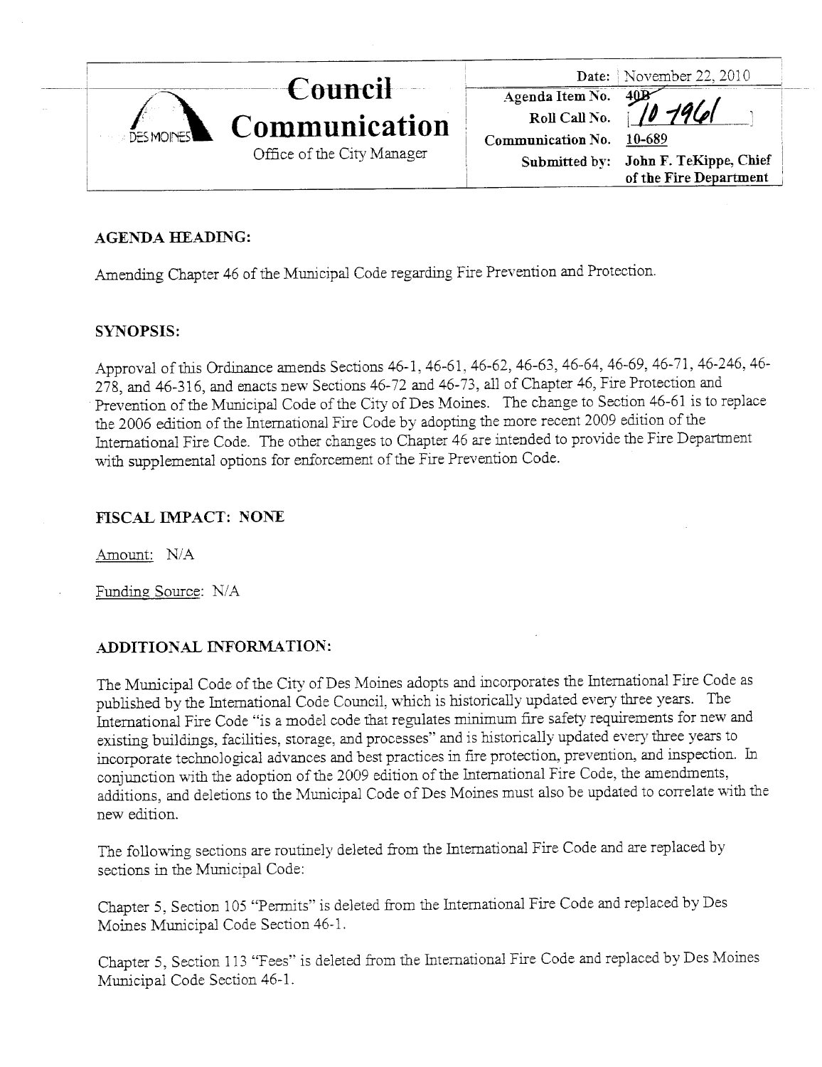# Council Communication

Office of the City Manager

| | |
|---|---|
| **Date:** | November 22, 2010 |
| **Agenda Item No.** | 40B |
| **Roll Call No.** | 10-1961 |
| **Communication No.** | 10-689 |
| **Submitted by:** | **John F. TeKippe, Chief of the Fire Department** |

## AGENDA HEADING:

Amending Chapter 46 of the Municipal Code regarding Fire Prevention and Protection.

## SYNOPSIS:

Approval of this Ordinance amends Sections 46-1, 46-61, 46-62, 46-63, 46-64, 46-69, 46-71, 46-246, 46-278, and 46-316, and enacts new Sections 46-72 and 46-73, all of Chapter 46, Fire Protection and Prevention of the Municipal Code of the City of Des Moines. The change to Section 46-61 is to replace the 2006 edition of the International Fire Code by adopting the more recent 2009 edition of the International Fire Code. The other changes to Chapter 46 are intended to provide the Fire Department with supplemental options for enforcement of the Fire Prevention Code.

## FISCAL IMPACT: NONE

Amount: N/A

Funding Source: N/A

## ADDITIONAL INFORMATION:

The Municipal Code of the City of Des Moines adopts and incorporates the International Fire Code as published by the International Code Council, which is historically updated every three years. The International Fire Code "is a model code that regulates minimum fire safety requirements for new and existing buildings, facilities, storage, and processes" and is historically updated every three years to incorporate technological advances and best practices in fire protection, prevention, and inspection. In conjunction with the adoption of the 2009 edition of the International Fire Code, the amendments, additions, and deletions to the Municipal Code of Des Moines must also be updated to correlate with the new edition.

The following sections are routinely deleted from the International Fire Code and are replaced by sections in the Municipal Code:

Chapter 5, Section 105 "Permits" is deleted from the International Fire Code and replaced by Des Moines Municipal Code Section 46-1.

Chapter 5, Section 113 "Fees" is deleted from the International Fire Code and replaced by Des Moines Municipal Code Section 46-1.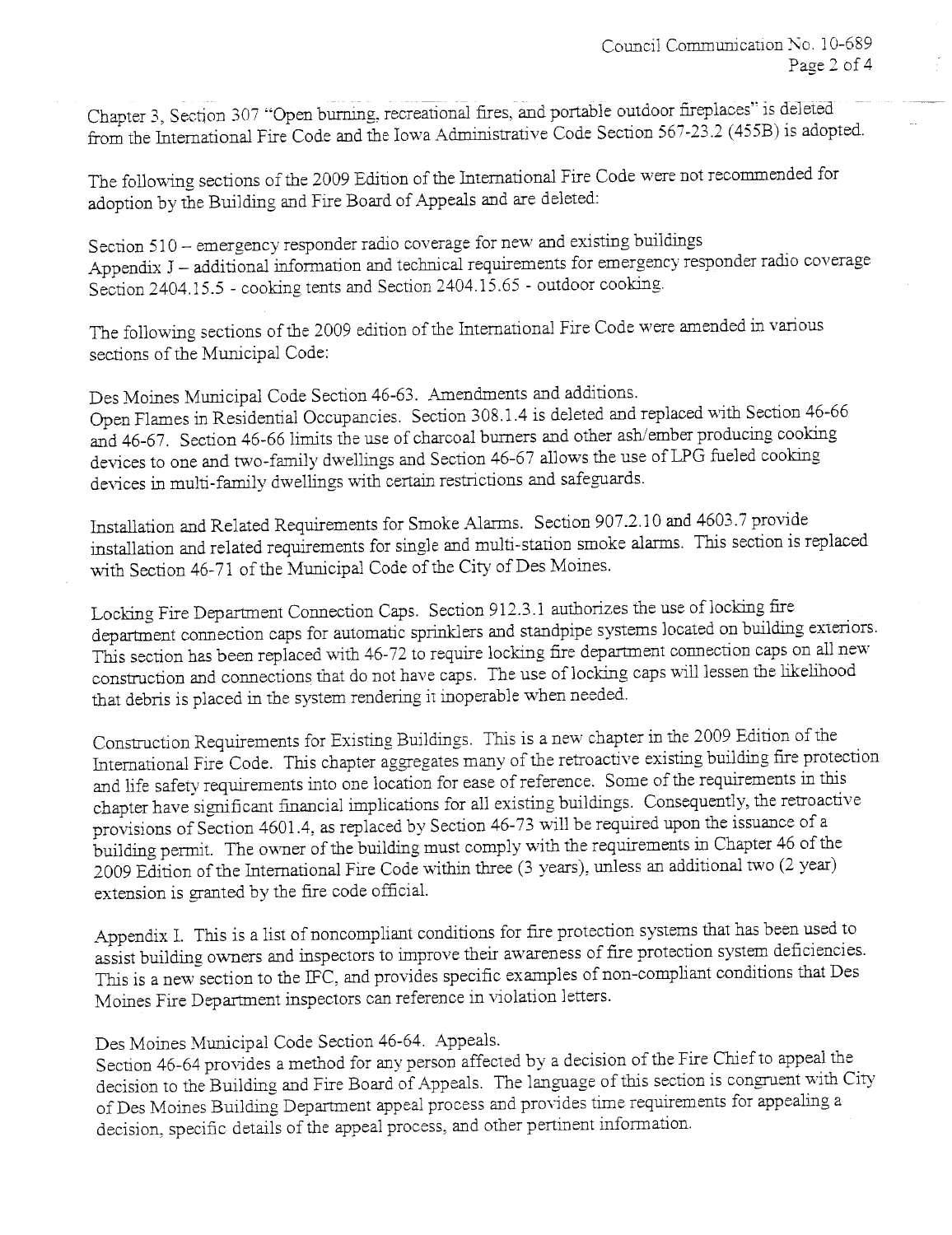Chapter 3, Section 307 "Open burning, recreational fires, and portable outdoor fireplaces" is deleted from the International Fire Code and the Iowa Administrative Code Section 567-23.2 (455B) is adopted.

The following sections of the 2009 Edition of the International Fire Code were not recommended for adoption by the Building and Fire Board of Appeals and are deleted:

Section 510 – emergency responder radio coverage for new and existing buildings
Appendix J – additional information and technical requirements for emergency responder radio coverage
Section 2404.15.5 - cooking tents and Section 2404.15.65 - outdoor cooking.

The following sections of the 2009 edition of the International Fire Code were amended in various sections of the Municipal Code:

Des Moines Municipal Code Section 46-63. Amendments and additions.
Open Flames in Residential Occupancies. Section 308.1.4 is deleted and replaced with Section 46-66 and 46-67. Section 46-66 limits the use of charcoal burners and other ash/ember producing cooking devices to one and two-family dwellings and Section 46-67 allows the use of LPG fueled cooking devices in multi-family dwellings with certain restrictions and safeguards.

Installation and Related Requirements for Smoke Alarms. Section 907.2.10 and 4603.7 provide installation and related requirements for single and multi-station smoke alarms. This section is replaced with Section 46-71 of the Municipal Code of the City of Des Moines.

Locking Fire Department Connection Caps. Section 912.3.1 authorizes the use of locking fire department connection caps for automatic sprinklers and standpipe systems located on building exteriors. This section has been replaced with 46-72 to require locking fire department connection caps on all new construction and connections that do not have caps. The use of locking caps will lessen the likelihood that debris is placed in the system rendering it inoperable when needed.

Construction Requirements for Existing Buildings. This is a new chapter in the 2009 Edition of the International Fire Code. This chapter aggregates many of the retroactive existing building fire protection and life safety requirements into one location for ease of reference. Some of the requirements in this chapter have significant financial implications for all existing buildings. Consequently, the retroactive provisions of Section 4601.4, as replaced by Section 46-73 will be required upon the issuance of a building permit. The owner of the building must comply with the requirements in Chapter 46 of the 2009 Edition of the International Fire Code within three (3 years), unless an additional two (2 year) extension is granted by the fire code official.

Appendix I. This is a list of noncompliant conditions for fire protection systems that has been used to assist building owners and inspectors to improve their awareness of fire protection system deficiencies. This is a new section to the IFC, and provides specific examples of non-compliant conditions that Des Moines Fire Department inspectors can reference in violation letters.

Des Moines Municipal Code Section 46-64. Appeals.
Section 46-64 provides a method for any person affected by a decision of the Fire Chief to appeal the decision to the Building and Fire Board of Appeals. The language of this section is congruent with City of Des Moines Building Department appeal process and provides time requirements for appealing a decision, specific details of the appeal process, and other pertinent information.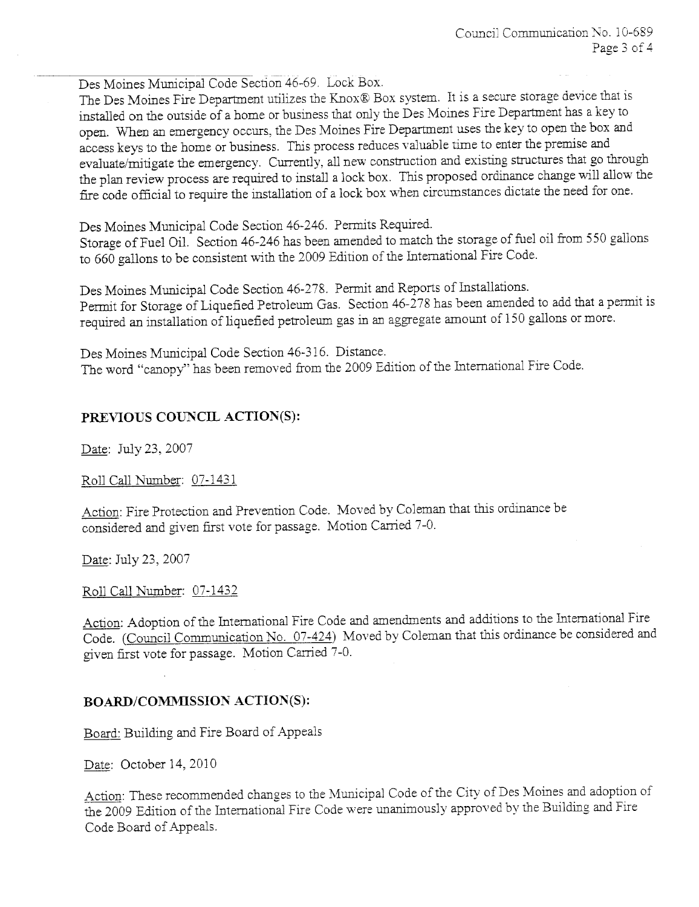Des Moines Municipal Code Section 46-69. Lock Box.

The Des Moines Fire Department utilizes the Knox® Box system. It is a secure storage device that is installed on the outside of a home or business that only the Des Moines Fire Department has a key to open. When an emergency occurs, the Des Moines Fire Department uses the key to open the box and access keys to the home or business. This process reduces valuable time to enter the premise and evaluate/mitigate the emergency. Currently, all new construction and existing structures that go through the plan review process are required to install a lock box. This proposed ordinance change will allow the fire code official to require the installation of a lock box when circumstances dictate the need for one.

Des Moines Municipal Code Section 46-246. Permits Required.

Storage of Fuel Oil. Section 46-246 has been amended to match the storage of fuel oil from 550 gallons to 660 gallons to be consistent with the 2009 Edition of the International Fire Code.

Des Moines Municipal Code Section 46-278. Permit and Reports of Installations.

Permit for Storage of Liquefied Petroleum Gas. Section 46-278 has been amended to add that a permit is required an installation of liquefied petroleum gas in an aggregate amount of 150 gallons or more.

Des Moines Municipal Code Section 46-316. Distance.

The word "canopy" has been removed from the 2009 Edition of the International Fire Code.

## PREVIOUS COUNCIL ACTION(S):

Date: July 23, 2007

Roll Call Number: 07-1431

Action: Fire Protection and Prevention Code. Moved by Coleman that this ordinance be considered and given first vote for passage. Motion Carried 7-0.

Date: July 23, 2007

Roll Call Number: 07-1432

Action: Adoption of the International Fire Code and amendments and additions to the International Fire Code. (Council Communication No. 07-424) Moved by Coleman that this ordinance be considered and given first vote for passage. Motion Carried 7-0.

## BOARD/COMMISSION ACTION(S):

Board: Building and Fire Board of Appeals

Date: October 14, 2010

Action: These recommended changes to the Municipal Code of the City of Des Moines and adoption of the 2009 Edition of the International Fire Code were unanimously approved by the Building and Fire Code Board of Appeals.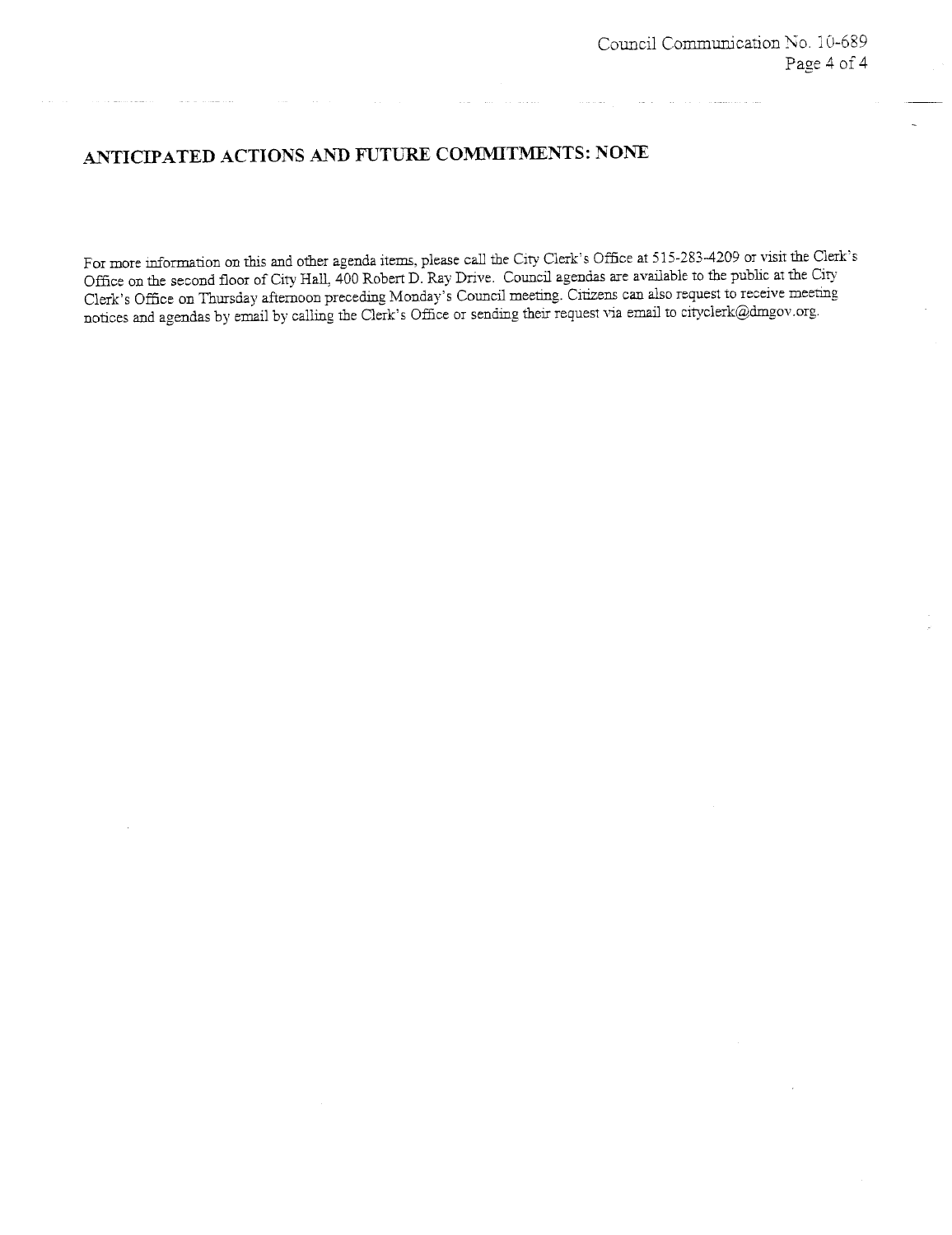## ANTICIPATED ACTIONS AND FUTURE COMMITMENTS: NONE

For more information on this and other agenda items, please call the City Clerk's Office at 515-283-4209 or visit the Clerk's Office on the second floor of City Hall, 400 Robert D. Ray Drive. Council agendas are available to the public at the City Clerk's Office on Thursday afternoon preceding Monday's Council meeting. Citizens can also request to receive meeting notices and agendas by email by calling the Clerk's Office or sending their request via email to cityclerk@dmgov.org.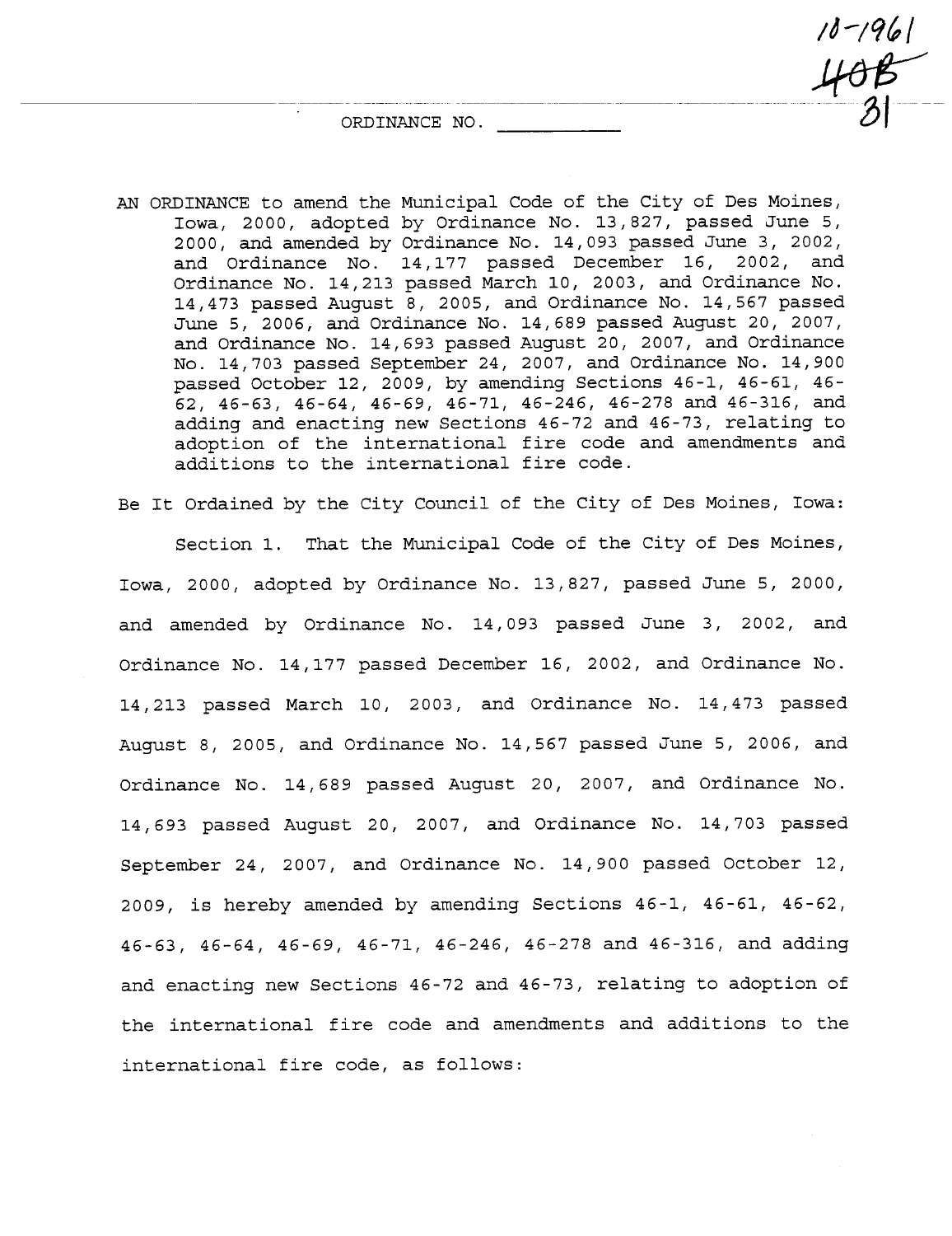10-1961
~~40B~~
31

ORDINANCE NO. ___________

AN ORDINANCE to amend the Municipal Code of the City of Des Moines, Iowa, 2000, adopted by Ordinance No. 13,827, passed June 5, 2000, and amended by Ordinance No. 14,093 passed June 3, 2002, and Ordinance No. 14,177 passed December 16, 2002, and Ordinance No. 14,213 passed March 10, 2003, and Ordinance No. 14,473 passed August 8, 2005, and Ordinance No. 14,567 passed June 5, 2006, and Ordinance No. 14,689 passed August 20, 2007, and Ordinance No. 14,693 passed August 20, 2007, and Ordinance No. 14,703 passed September 24, 2007, and Ordinance No. 14,900 passed October 12, 2009, by amending Sections 46-1, 46-61, 46-62, 46-63, 46-64, 46-69, 46-71, 46-246, 46-278 and 46-316, and adding and enacting new Sections 46-72 and 46-73, relating to adoption of the international fire code and amendments and additions to the international fire code.

Be It Ordained by the City Council of the City of Des Moines, Iowa:

Section 1. That the Municipal Code of the City of Des Moines, Iowa, 2000, adopted by Ordinance No. 13,827, passed June 5, 2000, and amended by Ordinance No. 14,093 passed June 3, 2002, and Ordinance No. 14,177 passed December 16, 2002, and Ordinance No. 14,213 passed March 10, 2003, and Ordinance No. 14,473 passed August 8, 2005, and Ordinance No. 14,567 passed June 5, 2006, and Ordinance No. 14,689 passed August 20, 2007, and Ordinance No. 14,693 passed August 20, 2007, and Ordinance No. 14,703 passed September 24, 2007, and Ordinance No. 14,900 passed October 12, 2009, is hereby amended by amending Sections 46-1, 46-61, 46-62, 46-63, 46-64, 46-69, 46-71, 46-246, 46-278 and 46-316, and adding and enacting new Sections 46-72 and 46-73, relating to adoption of the international fire code and amendments and additions to the international fire code, as follows: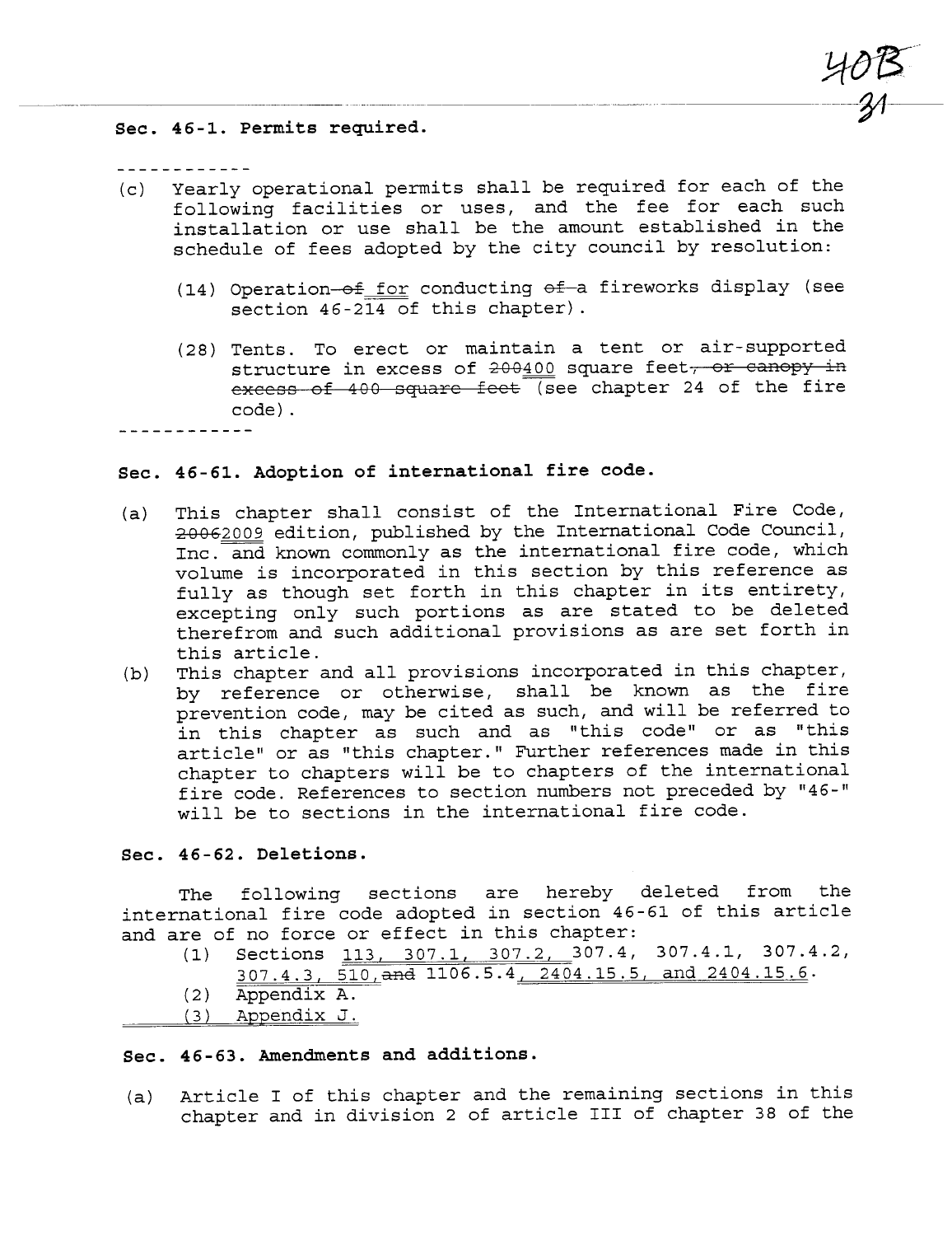### Sec. 46-1. Permits required.

------------

(c) Yearly operational permits shall be required for each of the following facilities or uses, and the fee for each such installation or use shall be the amount established in the schedule of fees adopted by the city council by resolution:

(14) Operation ~~of~~ for conducting ~~of~~ a fireworks display (see section 46-214 of this chapter).

(28) Tents. To erect or maintain a tent or air-supported structure in excess of ~~200~~400 square feet~~, or canopy in excess of 400 square feet~~ (see chapter 24 of the fire code).

------------

### Sec. 46-61. Adoption of international fire code.

(a) This chapter shall consist of the International Fire Code, ~~2006~~2009 edition, published by the International Code Council, Inc. and known commonly as the international fire code, which volume is incorporated in this section by this reference as fully as though set forth in this chapter in its entirety, excepting only such portions as are stated to be deleted therefrom and such additional provisions as are set forth in this article.

(b) This chapter and all provisions incorporated in this chapter, by reference or otherwise, shall be known as the fire prevention code, may be cited as such, and will be referred to in this chapter as such and as "this code" or as "this article" or as "this chapter." Further references made in this chapter to chapters will be to chapters of the international fire code. References to section numbers not preceded by "46-" will be to sections in the international fire code.

### Sec. 46-62. Deletions.

The following sections are hereby deleted from the international fire code adopted in section 46-61 of this article and are of no force or effect in this chapter:

(1) Sections 113, 307.1, 307.2, 307.4, 307.4.1, 307.4.2, 307.4.3, 510, ~~and~~ 1106.5.4, 2404.15.5, and 2404.15.6.

(2) Appendix A.

(3) Appendix J.

### Sec. 46-63. Amendments and additions.

(a) Article I of this chapter and the remaining sections in this chapter and in division 2 of article III of chapter 38 of the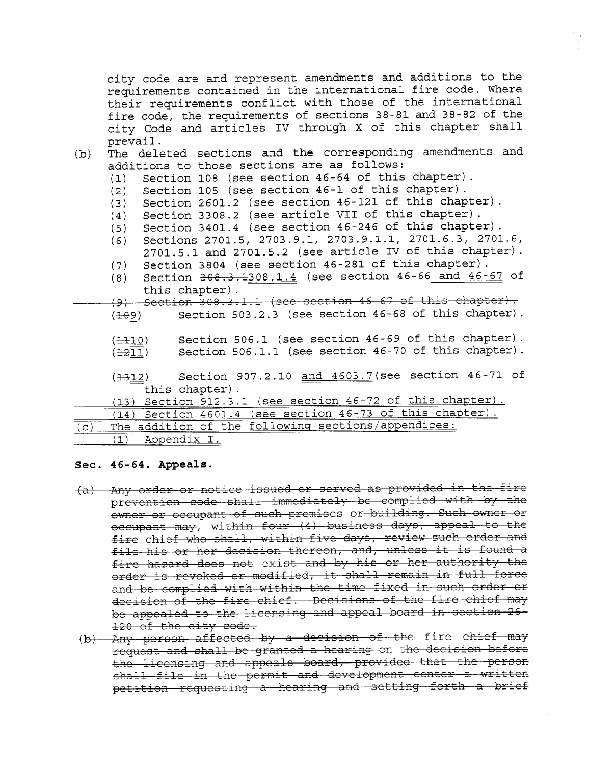city code are and represent amendments and additions to the requirements contained in the international fire code. Where their requirements conflict with those of the international fire code, the requirements of sections 38-81 and 38-82 of the city Code and articles IV through X of this chapter shall prevail.

(b) The deleted sections and the corresponding amendments and additions to those sections are as follows:

(1) Section 108 (see section 46-64 of this chapter).
(2) Section 105 (see section 46-1 of this chapter).
(3) Section 2601.2 (see section 46-121 of this chapter).
(4) Section 3308.2 (see article VII of this chapter).
(5) Section 3401.4 (see section 46-246 of this chapter).
(6) Sections 2701.5, 2703.9.1, 2703.9.1.1, 2701.6.3, 2701.6, 2701.5.1 and 2701.5.2 (see article IV of this chapter).
(7) Section 3804 (see section 46-281 of this chapter).
(8) Section ~~308.3.1~~308.1.4 (see section 46-66 and 46-67 of this chapter).
~~(9) Section 308.3.1.1 (see section 46-67 of this chapter).~~
(~~10~~9) Section 503.2.3 (see section 46-68 of this chapter).
(~~11~~10) Section 506.1 (see section 46-69 of this chapter).
(~~12~~11) Section 506.1.1 (see section 46-70 of this chapter).
(~~13~~12) Section 907.2.10 and 4603.7(see section 46-71 of this chapter).
(13) Section 912.3.1 (see section 46-72 of this chapter).
(14) Section 4601.4 (see section 46-73 of this chapter).

(c) The addition of the following sections/appendices:

(1) Appendix I.

**Sec. 46-64. Appeals.**

~~(a) Any order or notice issued or served as provided in the fire prevention code shall immediately be complied with by the owner or occupant of such premises or building. Such owner or occupant may, within four (4) business days, appeal to the fire chief who shall, within five days, review such order and file his or her decision thereon, and, unless it is found a fire hazard does not exist and by his or her authority the order is revoked or modified, it shall remain in full force and be complied with within the time fixed in such order or decision of the fire chief. Decisions of the fire chief may be appealed to the licensing and appeal board in section 26-120 of the city code.~~

~~(b) Any person affected by a decision of the fire chief may request and shall be granted a hearing on the decision before the licensing and appeals board, provided that the person shall file in the permit and development center a written petition requesting a hearing and setting forth a brief~~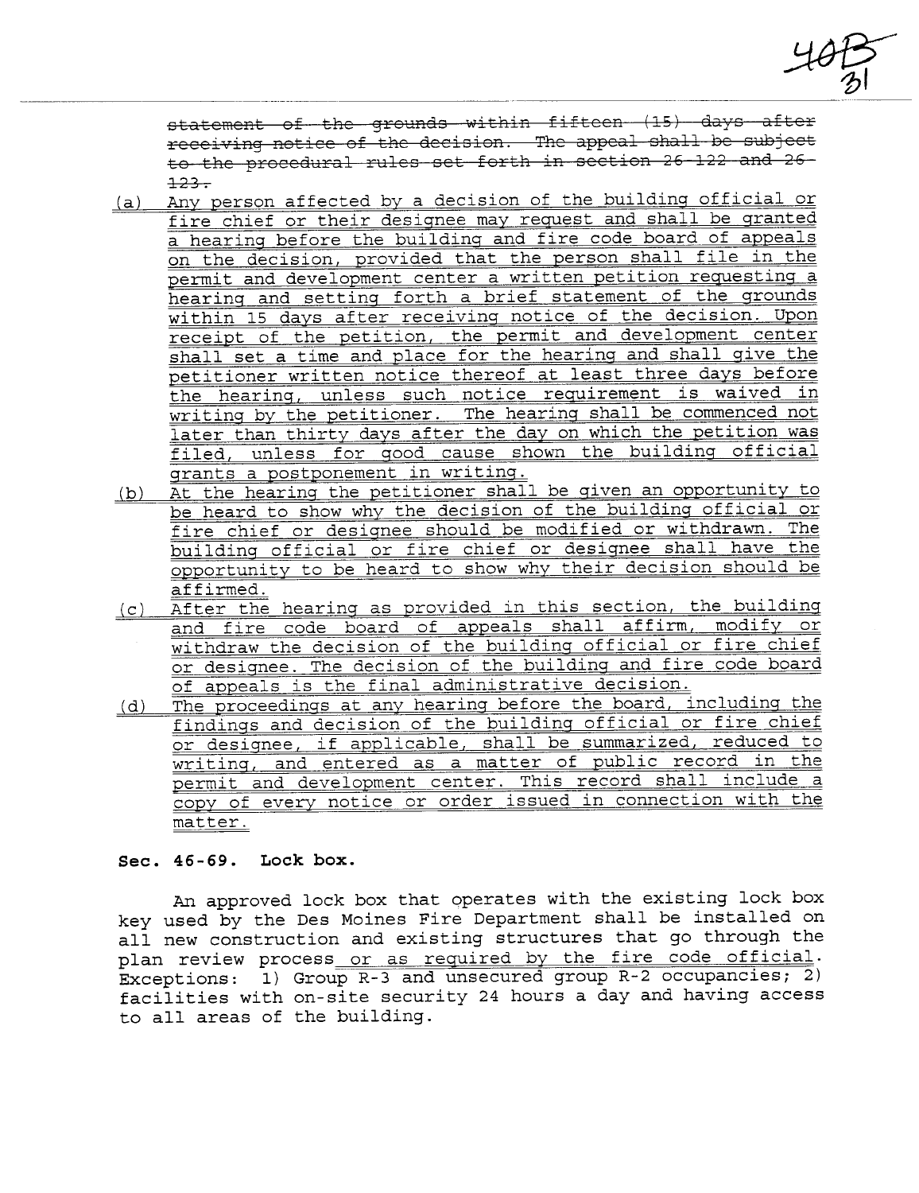~~statement of the grounds within fifteen (15) days after receiving notice of the decision. The appeal shall be subject to the procedural rules set forth in section 26-122 and 26-123.~~

(a) Any person affected by a decision of the building official or fire chief or their designee may request and shall be granted a hearing before the building and fire code board of appeals on the decision, provided that the person shall file in the permit and development center a written petition requesting a hearing and setting forth a brief statement of the grounds within 15 days after receiving notice of the decision. Upon receipt of the petition, the permit and development center shall set a time and place for the hearing and shall give the petitioner written notice thereof at least three days before the hearing, unless such notice requirement is waived in writing by the petitioner. The hearing shall be commenced not later than thirty days after the day on which the petition was filed, unless for good cause shown the building official grants a postponement in writing.

(b) At the hearing the petitioner shall be given an opportunity to be heard to show why the decision of the building official or fire chief or designee should be modified or withdrawn. The building official or fire chief or designee shall have the opportunity to be heard to show why their decision should be affirmed.

(c) After the hearing as provided in this section, the building and fire code board of appeals shall affirm, modify or withdraw the decision of the building official or fire chief or designee. The decision of the building and fire code board of appeals is the final administrative decision.

(d) The proceedings at any hearing before the board, including the findings and decision of the building official or fire chief or designee, if applicable, shall be summarized, reduced to writing, and entered as a matter of public record in the permit and development center. This record shall include a copy of every notice or order issued in connection with the matter.

**Sec. 46-69. Lock box.**

An approved lock box that operates with the existing lock box key used by the Des Moines Fire Department shall be installed on all new construction and existing structures that go through the plan review process or as required by the fire code official. Exceptions: 1) Group R-3 and unsecured group R-2 occupancies; 2) facilities with on-site security 24 hours a day and having access to all areas of the building.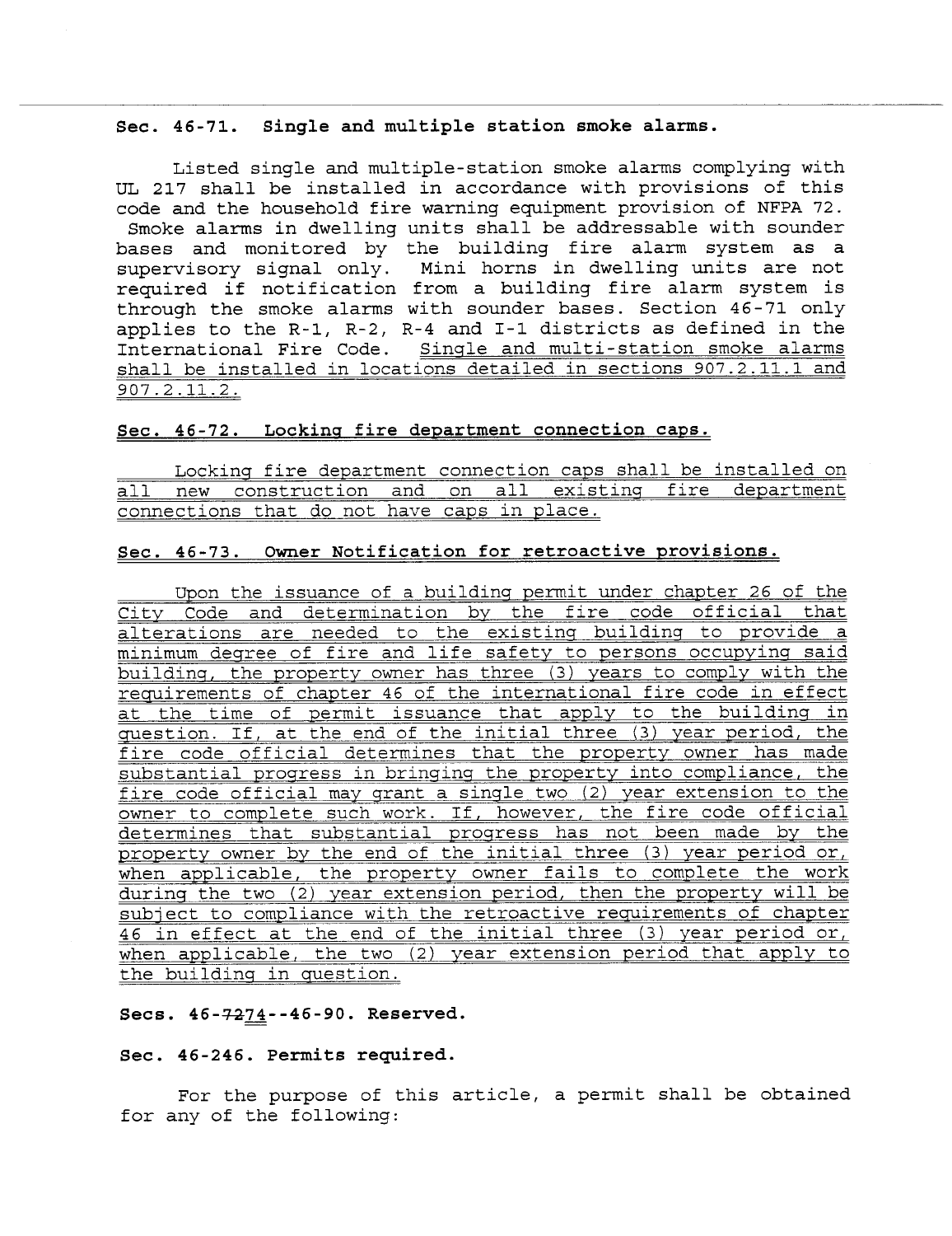**Sec. 46-71. Single and multiple station smoke alarms.**

Listed single and multiple-station smoke alarms complying with UL 217 shall be installed in accordance with provisions of this code and the household fire warning equipment provision of NFPA 72. Smoke alarms in dwelling units shall be addressable with sounder bases and monitored by the building fire alarm system as a supervisory signal only. Mini horns in dwelling units are not required if notification from a building fire alarm system is through the smoke alarms with sounder bases. Section 46-71 only applies to the R-1, R-2, R-4 and I-1 districts as defined in the International Fire Code. Single and multi-station smoke alarms shall be installed in locations detailed in sections 907.2.11.1 and 907.2.11.2.

**Sec. 46-72. Locking fire department connection caps.**

Locking fire department connection caps shall be installed on all new construction and on all existing fire department connections that do not have caps in place.

**Sec. 46-73. Owner Notification for retroactive provisions.**

Upon the issuance of a building permit under chapter 26 of the City Code and determination by the fire code official that alterations are needed to the existing building to provide a minimum degree of fire and life safety to persons occupying said building, the property owner has three (3) years to comply with the requirements of chapter 46 of the international fire code in effect at the time of permit issuance that apply to the building in question. If, at the end of the initial three (3) year period, the fire code official determines that the property owner has made substantial progress in bringing the property into compliance, the fire code official may grant a single two (2) year extension to the owner to complete such work. If, however, the fire code official determines that substantial progress has not been made by the property owner by the end of the initial three (3) year period or, when applicable, the property owner fails to complete the work during the two (2) year extension period, then the property will be subject to compliance with the retroactive requirements of chapter 46 in effect at the end of the initial three (3) year period or, when applicable, the two (2) year extension period that apply to the building in question.

**Secs. 46-~~72~~74--46-90. Reserved.**

**Sec. 46-246. Permits required.**

For the purpose of this article, a permit shall be obtained for any of the following: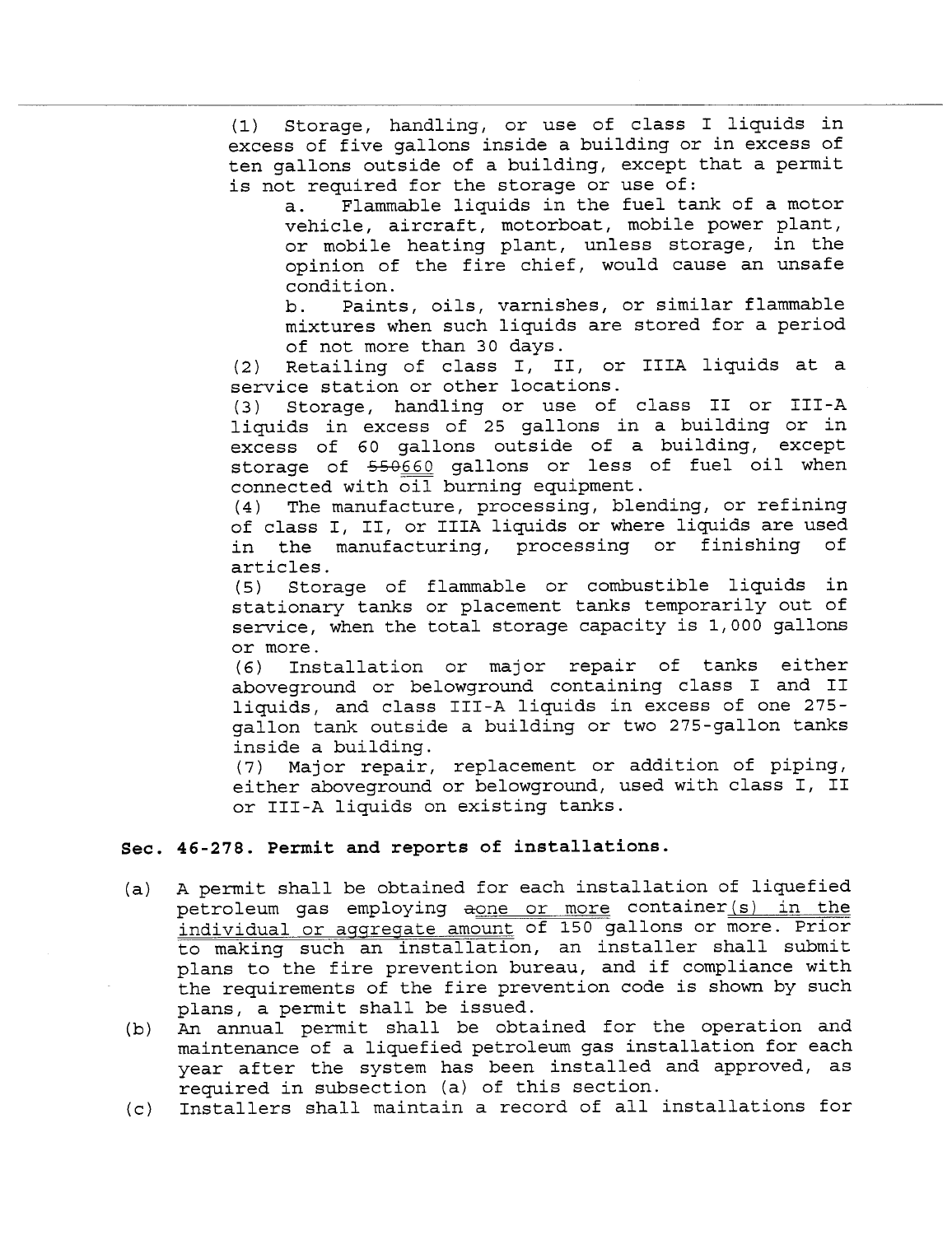(1) Storage, handling, or use of class I liquids in excess of five gallons inside a building or in excess of ten gallons outside of a building, except that a permit is not required for the storage or use of:

a. Flammable liquids in the fuel tank of a motor vehicle, aircraft, motorboat, mobile power plant, or mobile heating plant, unless storage, in the opinion of the fire chief, would cause an unsafe condition.

b. Paints, oils, varnishes, or similar flammable mixtures when such liquids are stored for a period of not more than 30 days.

(2) Retailing of class I, II, or IIIA liquids at a service station or other locations.

(3) Storage, handling or use of class II or III-A liquids in excess of 25 gallons in a building or in excess of 60 gallons outside of a building, except storage of ~~550~~660 gallons or less of fuel oil when connected with oil burning equipment.

(4) The manufacture, processing, blending, or refining of class I, II, or IIIA liquids or where liquids are used in the manufacturing, processing or finishing of articles.

(5) Storage of flammable or combustible liquids in stationary tanks or placement tanks temporarily out of service, when the total storage capacity is 1,000 gallons or more.

(6) Installation or major repair of tanks either aboveground or belowground containing class I and II liquids, and class III-A liquids in excess of one 275-gallon tank outside a building or two 275-gallon tanks inside a building.

(7) Major repair, replacement or addition of piping, either aboveground or belowground, used with class I, II or III-A liquids on existing tanks.

**Sec. 46-278. Permit and reports of installations.**

(a) A permit shall be obtained for each installation of liquefied petroleum gas employing ~~a~~one or more container(s) in the individual or aggregate amount of 150 gallons or more. Prior to making such an installation, an installer shall submit plans to the fire prevention bureau, and if compliance with the requirements of the fire prevention code is shown by such plans, a permit shall be issued.

(b) An annual permit shall be obtained for the operation and maintenance of a liquefied petroleum gas installation for each year after the system has been installed and approved, as required in subsection (a) of this section.

(c) Installers shall maintain a record of all installations for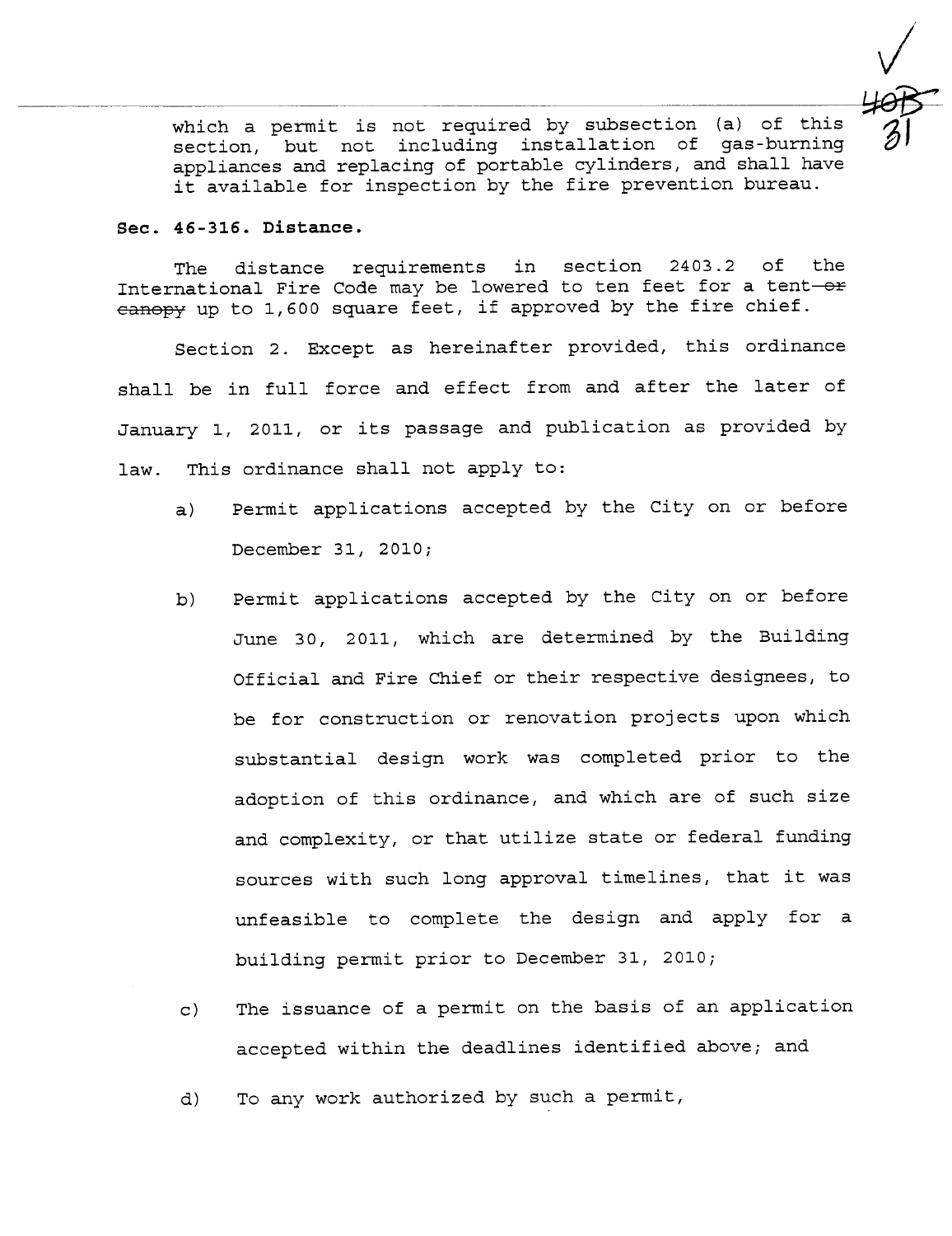which a permit is not required by subsection (a) of this section, but not including installation of gas-burning appliances and replacing of portable cylinders, and shall have it available for inspection by the fire prevention bureau.

**Sec. 46-316. Distance.**

The distance requirements in section 2403.2 of the International Fire Code may be lowered to ten feet for a tent ~~or canopy~~ up to 1,600 square feet, if approved by the fire chief.

Section 2. Except as hereinafter provided, this ordinance shall be in full force and effect from and after the later of January 1, 2011, or its passage and publication as provided by law. This ordinance shall not apply to:

a) Permit applications accepted by the City on or before December 31, 2010;

b) Permit applications accepted by the City on or before June 30, 2011, which are determined by the Building Official and Fire Chief or their respective designees, to be for construction or renovation projects upon which substantial design work was completed prior to the adoption of this ordinance, and which are of such size and complexity, or that utilize state or federal funding sources with such long approval timelines, that it was unfeasible to complete the design and apply for a building permit prior to December 31, 2010;

c) The issuance of a permit on the basis of an application accepted within the deadlines identified above; and

d) To any work authorized by such a permit,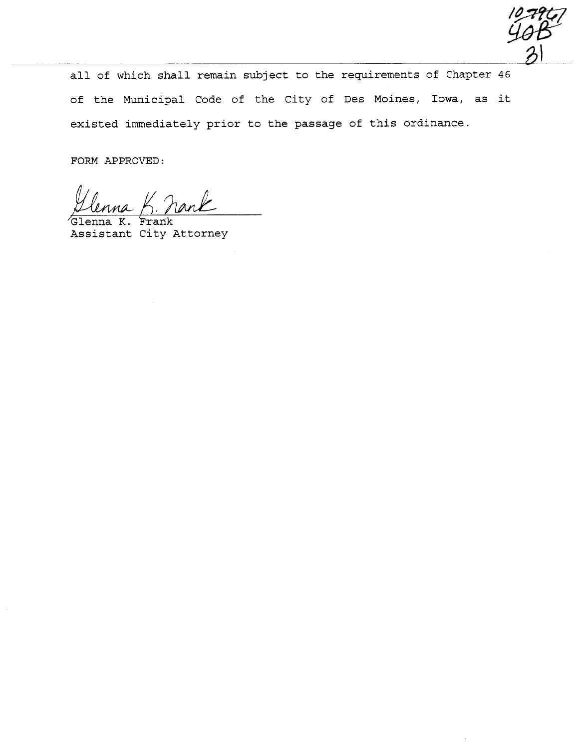all of which shall remain subject to the requirements of Chapter 46 of the Municipal Code of the City of Des Moines, Iowa, as it existed immediately prior to the passage of this ordinance.

FORM APPROVED:

Glenna K. Frank

Glenna K. Frank
Assistant City Attorney